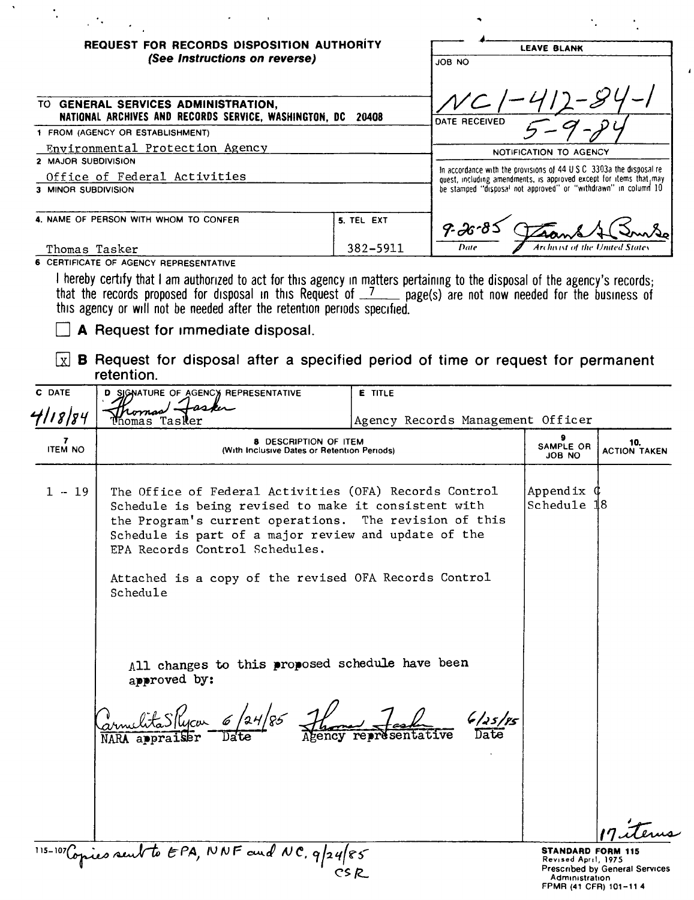**REQUEST FOR RECORDS DISPOSITION AUTHORITY**
*(See Instructions on reverse)*

| LEAVE BLANK |
|---|
| JOB NO NC1-412-84-1 |
| DATE RECEIVED 5-9-84 |
| NOTIFICATION TO AGENCY |
| In accordance with the provisions of 44 U S C 3303a the disposal request, including amendments, is approved except for items that may be stamped "disposal not approved" or "withdrawn" in column 10 |
| 9-26-85 (signature) — Date / Archivist of the United States |

TO **GENERAL SERVICES ADMINISTRATION, NATIONAL ARCHIVES AND RECORDS SERVICE, WASHINGTON, DC 20408**

1 FROM (AGENCY OR ESTABLISHMENT)
Environmental Protection Agency

2 MAJOR SUBDIVISION
Office of Federal Activities

3 MINOR SUBDIVISION

4. NAME OF PERSON WITH WHOM TO CONFER: Thomas Tasker
5. TEL EXT: 382-5911

6 CERTIFICATE OF AGENCY REPRESENTATIVE

I hereby certify that I am authorized to act for this agency in matters pertaining to the disposal of the agency's records; that the records proposed for disposal in this Request of 7 page(s) are not now needed for the business of this agency or will not be needed after the retention periods specified.

☐ **A** Request for immediate disposal.

☒ **B** Request for disposal after a specified period of time or request for permanent retention.

| C DATE | D SIGNATURE OF AGENCY REPRESENTATIVE | E TITLE |
|---|---|---|
| 4/18/84 | Thomas Tasker | Agency Records Management Officer |

| 7 ITEM NO | 8 DESCRIPTION OF ITEM (With Inclusive Dates or Retention Periods) | 9 SAMPLE OR JOB NO | 10. ACTION TAKEN |
|---|---|---|---|
| 1 - 19 | The Office of Federal Activities (OFA) Records Control Schedule is being revised to make it consistent with the Program's current operations. The revision of this Schedule is part of a major review and update of the EPA Records Control Schedules.<br><br>Attached is a copy of the revised OFA Records Control Schedule<br><br>All changes to this proposed schedule have been approved by:<br><br>Carmelita S Ryan 6/24/85 — NARA appraiser, Date<br>Thomas Tasker 6/25/85 — Agency representative, Date | Appendix C Schedule 18 | 17 items |

115-107 Copies sent to EPA, NNF and NC, 9/24/85 CSR

**STANDARD FORM 115**
Revised April, 1975
Prescribed by General Services Administration
FPMR (41 CFR) 101-11 4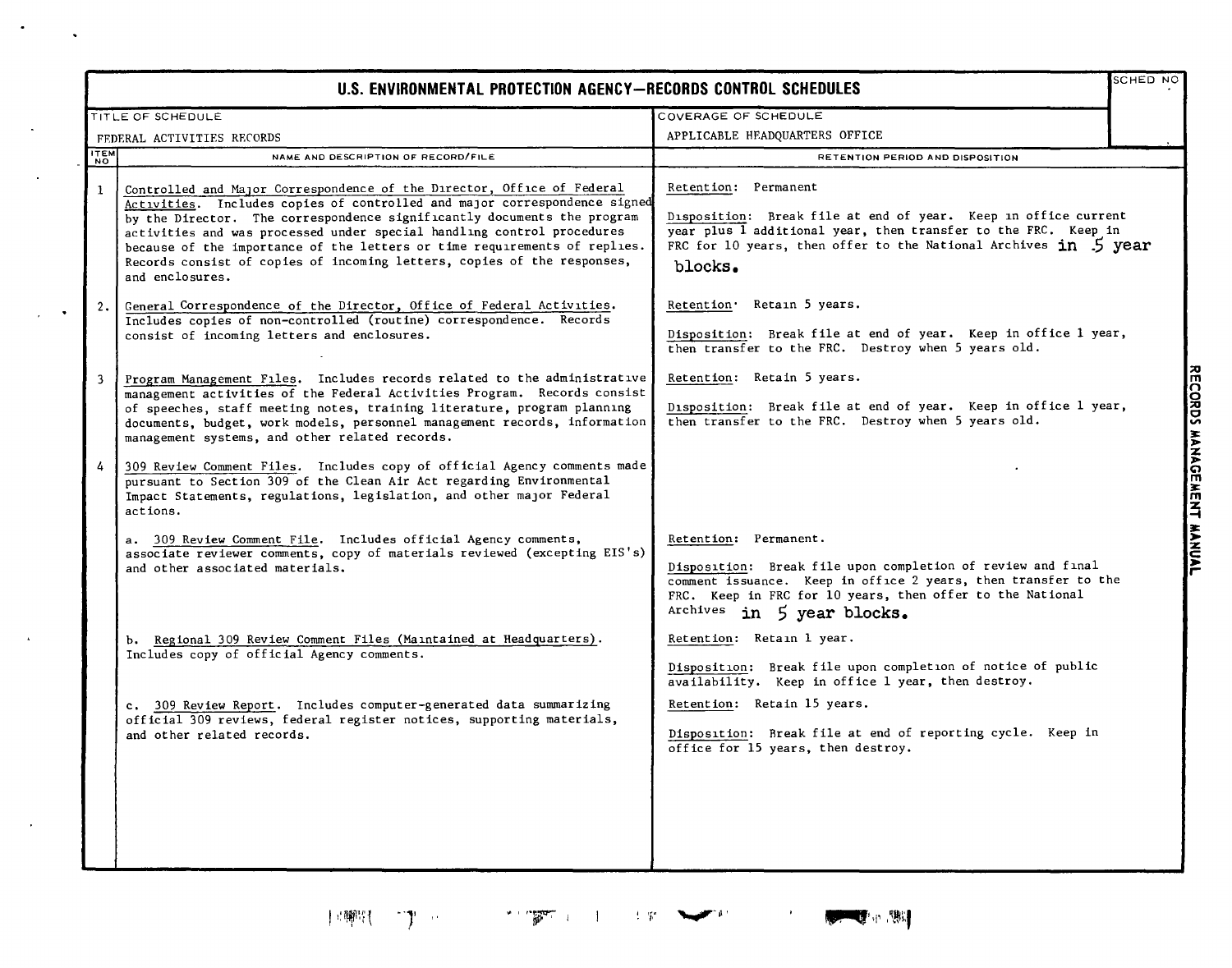# U.S. ENVIRONMENTAL PROTECTION AGENCY—RECORDS CONTROL SCHEDULES

| TITLE OF SCHEDULE | COVERAGE OF SCHEDULE | SCHED NO |
|---|---|---|
| FEDERAL ACTIVITIES RECORDS | APPLICABLE HEADQUARTERS OFFICE | |

| ITEM NO | NAME AND DESCRIPTION OF RECORD/FILE | RETENTION PERIOD AND DISPOSITION |
|---|---|---|
| 1 | Controlled and Major Correspondence of the Director, Office of Federal Activities. Includes copies of controlled and major correspondence signed by the Director. The correspondence significantly documents the program activities and was processed under special handling control procedures because of the importance of the letters or time requirements of replies. Records consist of copies of incoming letters, copies of the responses, and enclosures. | Retention: Permanent<br><br>Disposition: Break file at end of year. Keep in office current year plus 1 additional year, then transfer to the FRC. Keep in FRC for 10 years, then offer to the National Archives in 5 year blocks. |
| 2. | General Correspondence of the Director, Office of Federal Activities. Includes copies of non-controlled (routine) correspondence. Records consist of incoming letters and enclosures. | Retention: Retain 5 years.<br><br>Disposition: Break file at end of year. Keep in office 1 year, then transfer to the FRC. Destroy when 5 years old. |
| 3 | Program Management Files. Includes records related to the administrative management activities of the Federal Activities Program. Records consist of speeches, staff meeting notes, training literature, program planning documents, budget, work models, personnel management records, information management systems, and other related records. | Retention: Retain 5 years.<br><br>Disposition: Break file at end of year. Keep in office 1 year, then transfer to the FRC. Destroy when 5 years old. |
| 4 | 309 Review Comment Files. Includes copy of official Agency comments made pursuant to Section 309 of the Clean Air Act regarding Environmental Impact Statements, regulations, legislation, and other major Federal actions. | |
| | a. 309 Review Comment File. Includes official Agency comments, associate reviewer comments, copy of materials reviewed (excepting EIS's) and other associated materials. | Retention: Permanent.<br><br>Disposition: Break file upon completion of review and final comment issuance. Keep in office 2 years, then transfer to the FRC. Keep in FRC for 10 years, then offer to the National Archives in 5 year blocks. |
| | b. Regional 309 Review Comment Files (Maintained at Headquarters). Includes copy of official Agency comments. | Retention: Retain 1 year.<br><br>Disposition: Break file upon completion of notice of public availability. Keep in office 1 year, then destroy. |
| | c. 309 Review Report. Includes computer-generated data summarizing official 309 reviews, federal register notices, supporting materials, and other related records. | Retention: Retain 15 years.<br><br>Disposition: Break file at end of reporting cycle. Keep in office for 15 years, then destroy. |

RECORDS MANAGEMENT MANUAL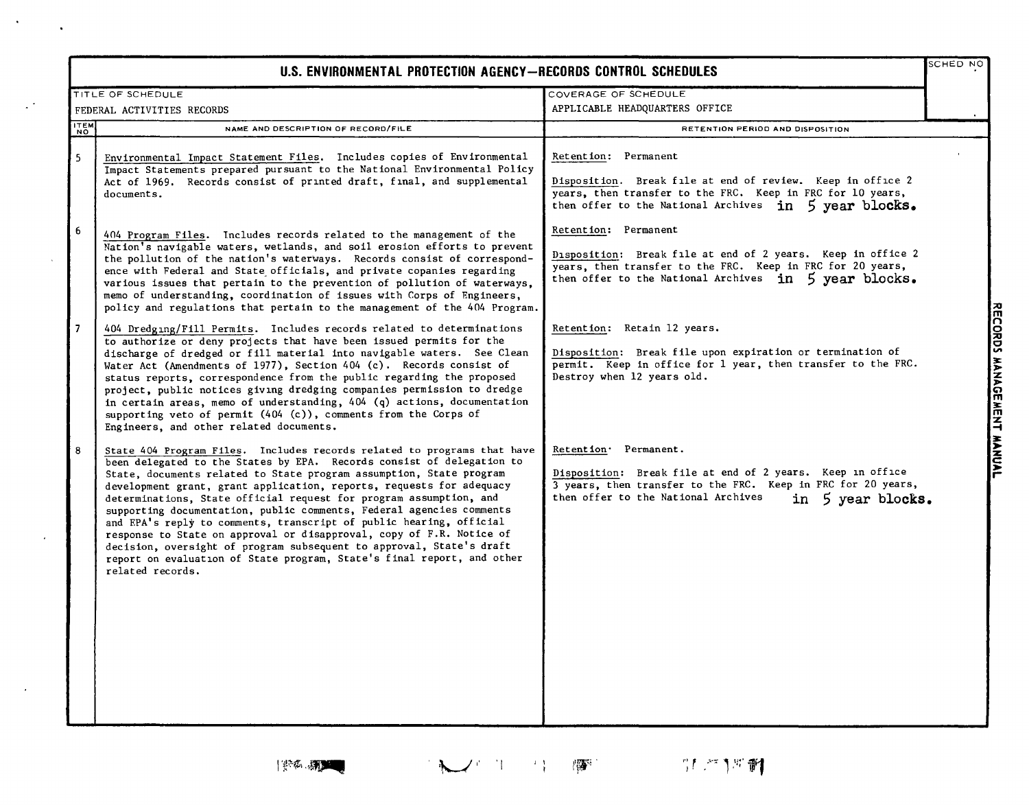# U.S. ENVIRONMENTAL PROTECTION AGENCY—RECORDS CONTROL SCHEDULES

| TITLE OF SCHEDULE | COVERAGE OF SCHEDULE | SCHED NO |
|---|---|---|
| FEDERAL ACTIVITIES RECORDS | APPLICABLE HEADQUARTERS OFFICE | |

| ITEM NO | NAME AND DESCRIPTION OF RECORD/FILE | RETENTION PERIOD AND DISPOSITION |
|---|---|---|
| 5 | Environmental Impact Statement Files. Includes copies of Environmental Impact Statements prepared pursuant to the National Environmental Policy Act of 1969. Records consist of printed draft, final, and supplemental documents. | Retention: Permanent<br><br>Disposition. Break file at end of review. Keep in office 2 years, then transfer to the FRC. Keep in FRC for 10 years, then offer to the National Archives in 5 year blocks. |
| 6 | 404 Program Files. Includes records related to the management of the Nation's navigable waters, wetlands, and soil erosion efforts to prevent the pollution of the nation's waterways. Records consist of correspondence with Federal and State officials, and private copanies regarding various issues that pertain to the prevention of pollution of waterways, memo of understanding, coordination of issues with Corps of Engineers, policy and regulations that pertain to the management of the 404 Program. | Retention: Permanent<br><br>Disposition: Break file at end of 2 years. Keep in office 2 years, then transfer to the FRC. Keep in FRC for 20 years, then offer to the National Archives in 5 year blocks. |
| 7 | 404 Dredging/Fill Permits. Includes records related to determinations to authorize or deny projects that have been issued permits for the discharge of dredged or fill material into navigable waters. See Clean Water Act (Amendments of 1977), Section 404 (c). Records consist of status reports, correspondence from the public regarding the proposed project, public notices giving dredging companies permission to dredge in certain areas, memo of understanding, 404 (q) actions, documentation supporting veto of permit (404 (c)), comments from the Corps of Engineers, and other related documents. | Retention: Retain 12 years.<br><br>Disposition: Break file upon expiration or termination of permit. Keep in office for 1 year, then transfer to the FRC. Destroy when 12 years old. |
| 8 | State 404 Program Files. Includes records related to programs that have been delegated to the States by EPA. Records consist of delegation to State, documents related to State program assumption, State program development grant, grant application, reports, requests for adequacy determinations, State official request for program assumption, and supporting documentation, public comments, Federal agencies comments and EPA's reply to comments, transcript of public hearing, official response to State on approval or disapproval, copy of F.R. Notice of decision, oversight of program subsequent to approval, State's draft report on evaluation of State program, State's final report, and other related records. | Retention: Permanent.<br><br>Disposition: Break file at end of 2 years. Keep in office 3 years, then transfer to the FRC. Keep in FRC for 20 years, then offer to the National Archives in 5 year blocks. |

RECORDS MANAGEMENT MANUAL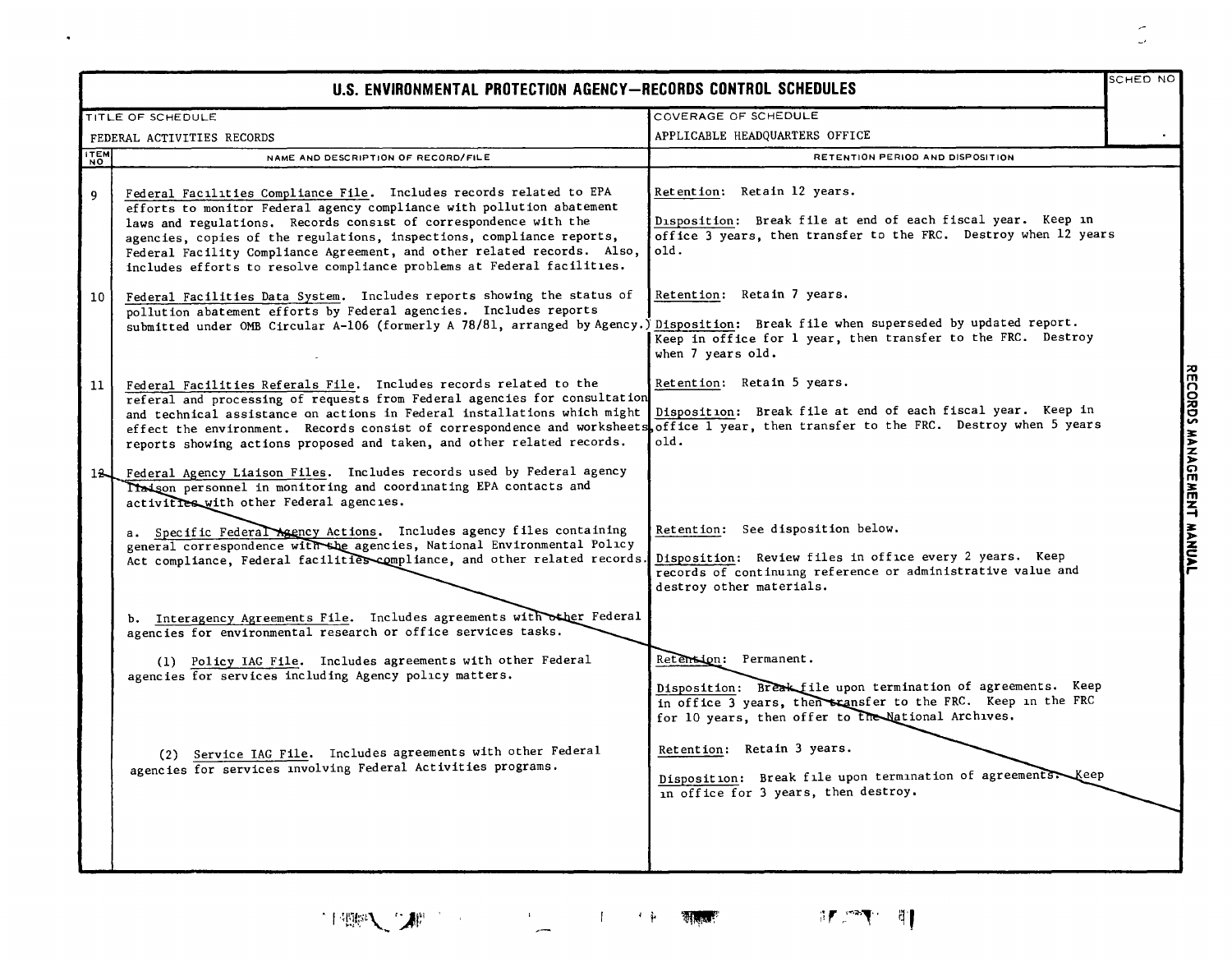# U.S. ENVIRONMENTAL PROTECTION AGENCY—RECORDS CONTROL SCHEDULES

| TITLE OF SCHEDULE | COVERAGE OF SCHEDULE | SCHED NO |
|---|---|---|
| FEDERAL ACTIVITIES RECORDS | APPLICABLE HEADQUARTERS OFFICE | . |

| ITEM NO | NAME AND DESCRIPTION OF RECORD/FILE | RETENTION PERIOD AND DISPOSITION |
|---|---|---|
| 9 | Federal Facilities Compliance File. Includes records related to EPA efforts to monitor Federal agency compliance with pollution abatement laws and regulations. Records consist of correspondence with the agencies, copies of the regulations, inspections, compliance reports, Federal Facility Compliance Agreement, and other related records. Also, includes efforts to resolve compliance problems at Federal facilities. | Retention: Retain 12 years.<br><br>Disposition: Break file at end of each fiscal year. Keep in office 3 years, then transfer to the FRC. Destroy when 12 years old. |
| 10 | Federal Facilities Data System. Includes reports showing the status of pollution abatement efforts by Federal agencies. Includes reports submitted under OMB Circular A-106 (formerly A 78/81, arranged by Agency.) | Retention: Retain 7 years.<br><br>Disposition: Break file when superseded by updated report. Keep in office for 1 year, then transfer to the FRC. Destroy when 7 years old. |
| 11 | Federal Facilities Referals File. Includes records related to the referal and processing of requests from Federal agencies for consultation and technical assistance on actions in Federal installations which might effect the environment. Records consist of correspondence and worksheets, reports showing actions proposed and taken, and other related records. | Retention: Retain 5 years.<br><br>Disposition: Break file at end of each fiscal year. Keep in office 1 year, then transfer to the FRC. Destroy when 5 years old. |
| 12 | Federal Agency Liaison Files. Includes records used by Federal agency liaison personnel in monitoring and coordinating EPA contacts and activities with other Federal agencies. | |
| | a. Specific Federal Agency Actions. Includes agency files containing general correspondence with the agencies, National Environmental Policy Act compliance, Federal facilities compliance, and other related records. | Retention: See disposition below.<br><br>Disposition: Review files in office every 2 years. Keep records of continuing reference or administrative value and destroy other materials. |
| | b. Interagency Agreements File. Includes agreements with other Federal agencies for environmental research or office services tasks. | |
| | (1) Policy IAC File. Includes agreements with other Federal agencies for services including Agency policy matters. | Retention: Permanent.<br><br>Disposition: Break file upon termination of agreements. Keep in office 3 years, then transfer to the FRC. Keep in the FRC for 10 years, then offer to the National Archives. |
| | (2) Service IAG File. Includes agreements with other Federal agencies for services involving Federal Activities programs. | Retention: Retain 3 years.<br><br>Disposition: Break file upon termination of agreements. Keep in office for 3 years, then destroy. |

RECORDS MANAGEMENT MANUAL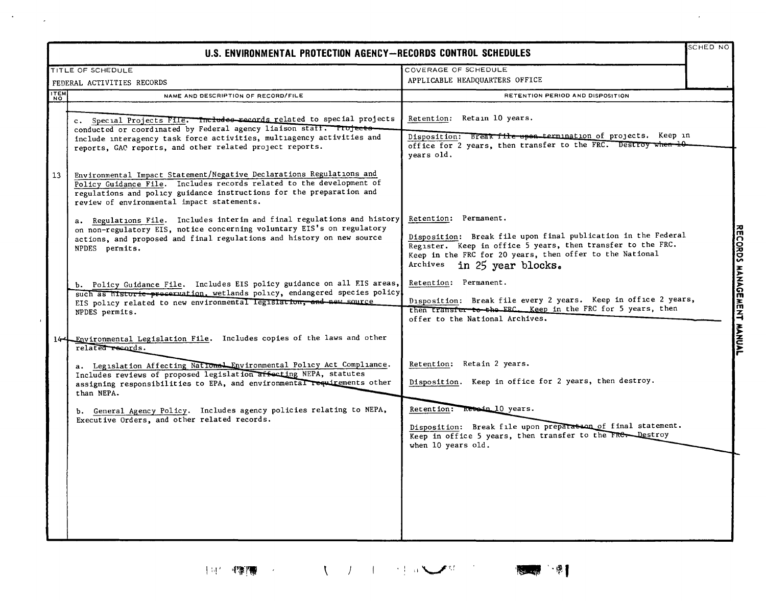# U.S. ENVIRONMENTAL PROTECTION AGENCY—RECORDS CONTROL SCHEDULES

| TITLE OF SCHEDULE | COVERAGE OF SCHEDULE | SCHED NO |
|---|---|---|
| FEDERAL ACTIVITIES RECORDS | APPLICABLE HEADQUARTERS OFFICE | |

| ITEM NO | NAME AND DESCRIPTION OF RECORD/FILE | RETENTION PERIOD AND DISPOSITION |
|---|---|---|
| | c. Special Projects File. Includes records related to special projects conducted or coordinated by Federal agency liaison staff. Projects include interagency task force activities, multiagency activities and reports, GAO reports, and other related project reports. | Retention: Retain 10 years. <br><br> Disposition: Break file upon termination of projects. Keep in office for 2 years, then transfer to the FRC. Destroy when 10 years old. |
| 13 | Environmental Impact Statement/Negative Declarations Regulations and Policy Guidance File. Includes records related to the development of regulations and policy guidance instructions for the preparation and review of environmental impact statements. | |
| | a. Regulations File. Includes interim and final regulations and history on non-regulatory EIS, notice concerning voluntary EIS's on regulatory actions, and proposed and final regulations and history on new source NPDES permits. | Retention: Permanent. <br><br> Disposition: Break file upon final publication in the Federal Register. Keep in office 5 years, then transfer to the FRC. Keep in the FRC for 20 years, then offer to the National Archives in 25 year blocks. |
| | b. Policy Guidance File. Includes EIS policy guidance on all EIS areas, such as historic preservation, wetlands policy, endangered species policy EIS policy related to new environmental legislation, and new source NPDES permits. | Retention: Permanent. <br><br> Disposition: Break file every 2 years. Keep in office 2 years, then transfer to the FRC. Keep in the FRC for 5 years, then offer to the National Archives. |
| 14 | Environmental Legislation File. Includes copies of the laws and other related records. | |
| | a. Legislation Affecting National Environmental Policy Act Compliance. Includes reviews of proposed legislation affecting NEPA, statutes assigning responsibilities to EPA, and environmental requirements other than NEPA. | Retention: Retain 2 years. <br><br> Disposition. Keep in office for 2 years, then destroy. |
| | b. General Agency Policy. Includes agency policies relating to NEPA, Executive Orders, and other related records. | Retention: Retain 10 years. <br><br> Disposition: Break file upon preparation of final statement. Keep in office 5 years, then transfer to the FRC. Destroy when 10 years old. |

RECORDS MANAGEMENT MANUAL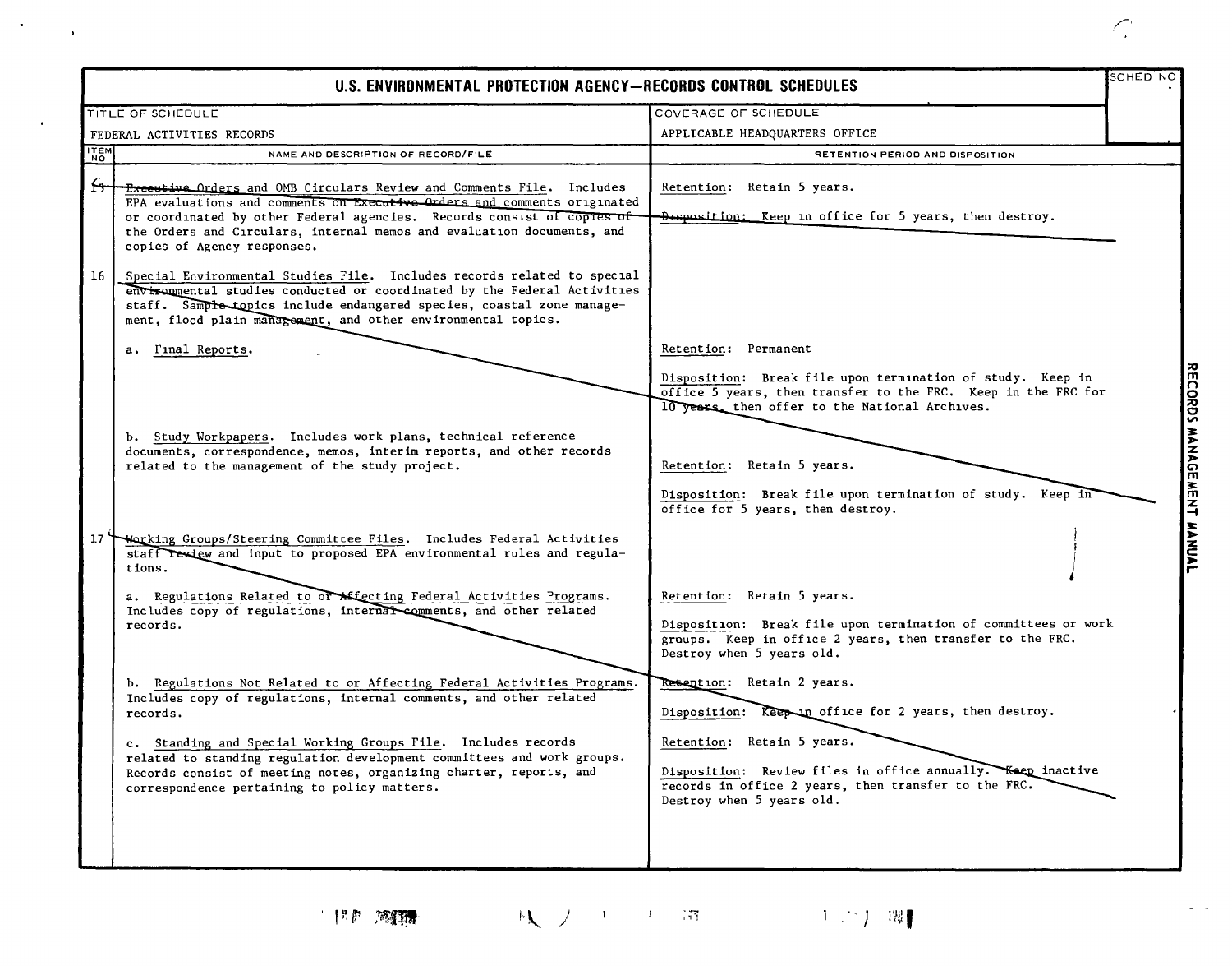# U.S. ENVIRONMENTAL PROTECTION AGENCY—RECORDS CONTROL SCHEDULES

| TITLE OF SCHEDULE | COVERAGE OF SCHEDULE | SCHED NO |
|---|---|---|
| FEDERAL ACTIVITIES RECORDS | APPLICABLE HEADQUARTERS OFFICE | |

| ITEM NO | NAME AND DESCRIPTION OF RECORD/FILE | RETENTION PERIOD AND DISPOSITION |
|---|---|---|
| 15 | Executive Orders and OMB Circulars Review and Comments File. Includes EPA evaluations and comments on Executive Orders and comments originated or coordinated by other Federal agencies. Records consist of copies of the Orders and Circulars, internal memos and evaluation documents, and copies of Agency responses. | Retention: Retain 5 years.<br><br>Disposition: Keep in office for 5 years, then destroy. |
| 16 | Special Environmental Studies File. Includes records related to special environmental studies conducted or coordinated by the Federal Activities staff. Sample topics include endangered species, coastal zone management, flood plain management, and other environmental topics. | |
| | a. Final Reports. | Retention: Permanent<br><br>Disposition: Break file upon termination of study. Keep in office 5 years, then transfer to the FRC. Keep in the FRC for 10 years, then offer to the National Archives. |
| | b. Study Workpapers. Includes work plans, technical reference documents, correspondence, memos, interim reports, and other records related to the management of the study project. | Retention: Retain 5 years.<br><br>Disposition: Break file upon termination of study. Keep in office for 5 years, then destroy. |
| 17 | Working Groups/Steering Committee Files. Includes Federal Activities staff review and input to proposed EPA environmental rules and regulations. | |
| | a. Regulations Related to or Affecting Federal Activities Programs. Includes copy of regulations, internal comments, and other related records. | Retention: Retain 5 years.<br><br>Disposition: Break file upon termination of committees or work groups. Keep in office 2 years, then transfer to the FRC. Destroy when 5 years old. |
| | b. Regulations Not Related to or Affecting Federal Activities Programs. Includes copy of regulations, internal comments, and other related records. | Retention: Retain 2 years.<br><br>Disposition: Keep in office for 2 years, then destroy. |
| | c. Standing and Special Working Groups File. Includes records related to standing regulation development committees and work groups. Records consist of meeting notes, organizing charter, reports, and correspondence pertaining to policy matters. | Retention: Retain 5 years.<br><br>Disposition: Review files in office annually. Keep inactive records in office 2 years, then transfer to the FRC. Destroy when 5 years old. |

RECORDS MANAGEMENT MANUAL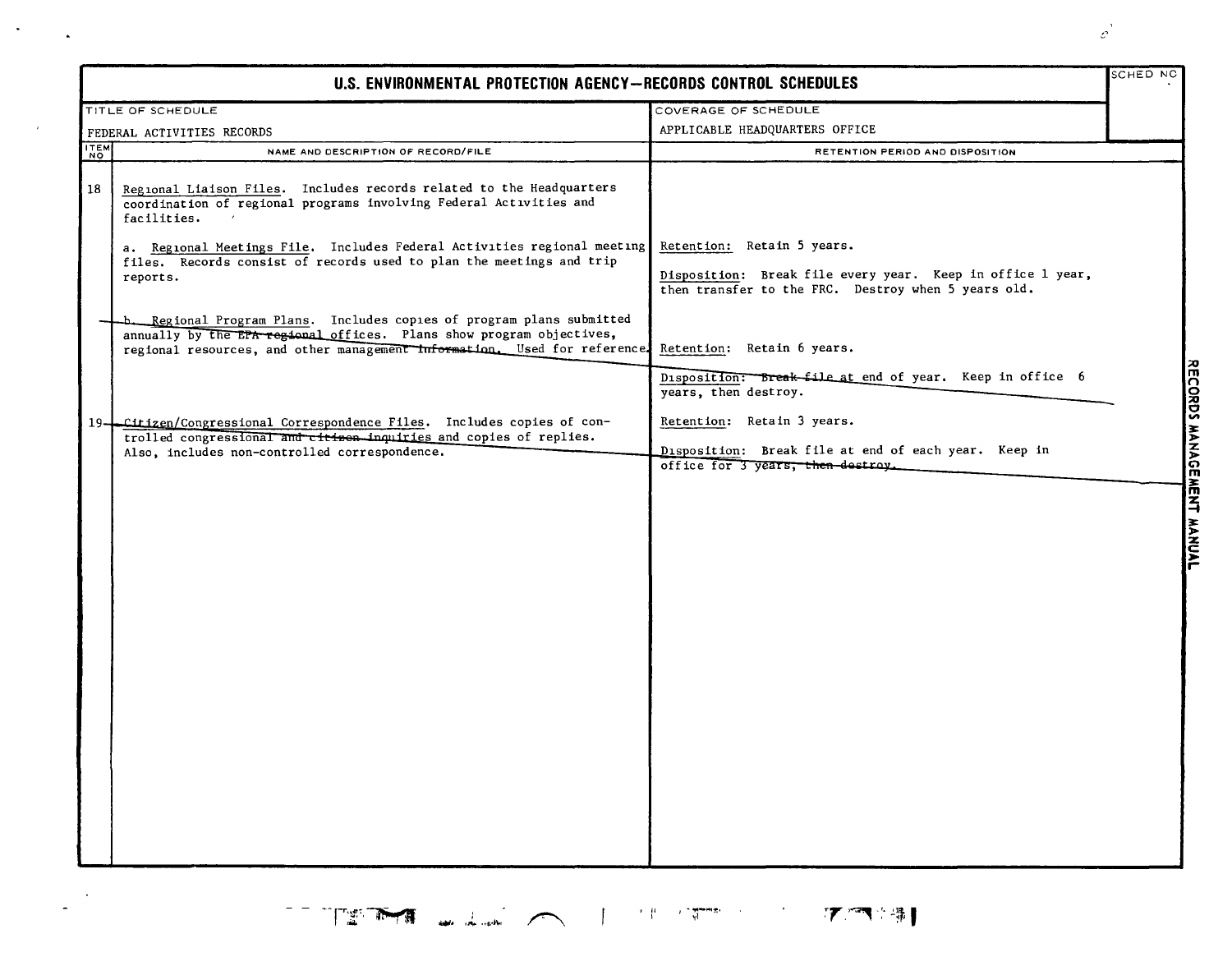# U.S. ENVIRONMENTAL PROTECTION AGENCY—RECORDS CONTROL SCHEDULES

| TITLE OF SCHEDULE | COVERAGE OF SCHEDULE | SCHED NO |
|---|---|---|
| FEDERAL ACTIVITIES RECORDS | APPLICABLE HEADQUARTERS OFFICE | |

| ITEM NO | NAME AND DESCRIPTION OF RECORD/FILE | RETENTION PERIOD AND DISPOSITION |
|---|---|---|
| 18 | Regional Liaison Files. Includes records related to the Headquarters coordination of regional programs involving Federal Activities and facilities. | |
| | a. Regional Meetings File. Includes Federal Activities regional meeting files. Records consist of records used to plan the meetings and trip reports. | Retention: Retain 5 years.<br><br>Disposition: Break file every year. Keep in office 1 year, then transfer to the FRC. Destroy when 5 years old. |
| | b. Regional Program Plans. Includes copies of program plans submitted annually by the EPA regional offices. Plans show program objectives, regional resources, and other management information. Used for reference. | Retention: Retain 6 years.<br><br>Disposition: Break file at end of year. Keep in office 6 years, then destroy. |
| 19 | Citizen/Congressional Correspondence Files. Includes copies of controlled congressional and citizen inquiries and copies of replies. Also, includes non-controlled correspondence. | Retention: Retain 3 years.<br><br>Disposition: Break file at end of each year. Keep in office for 3 years, then destroy. |

RECORDS MANAGEMENT MANUAL